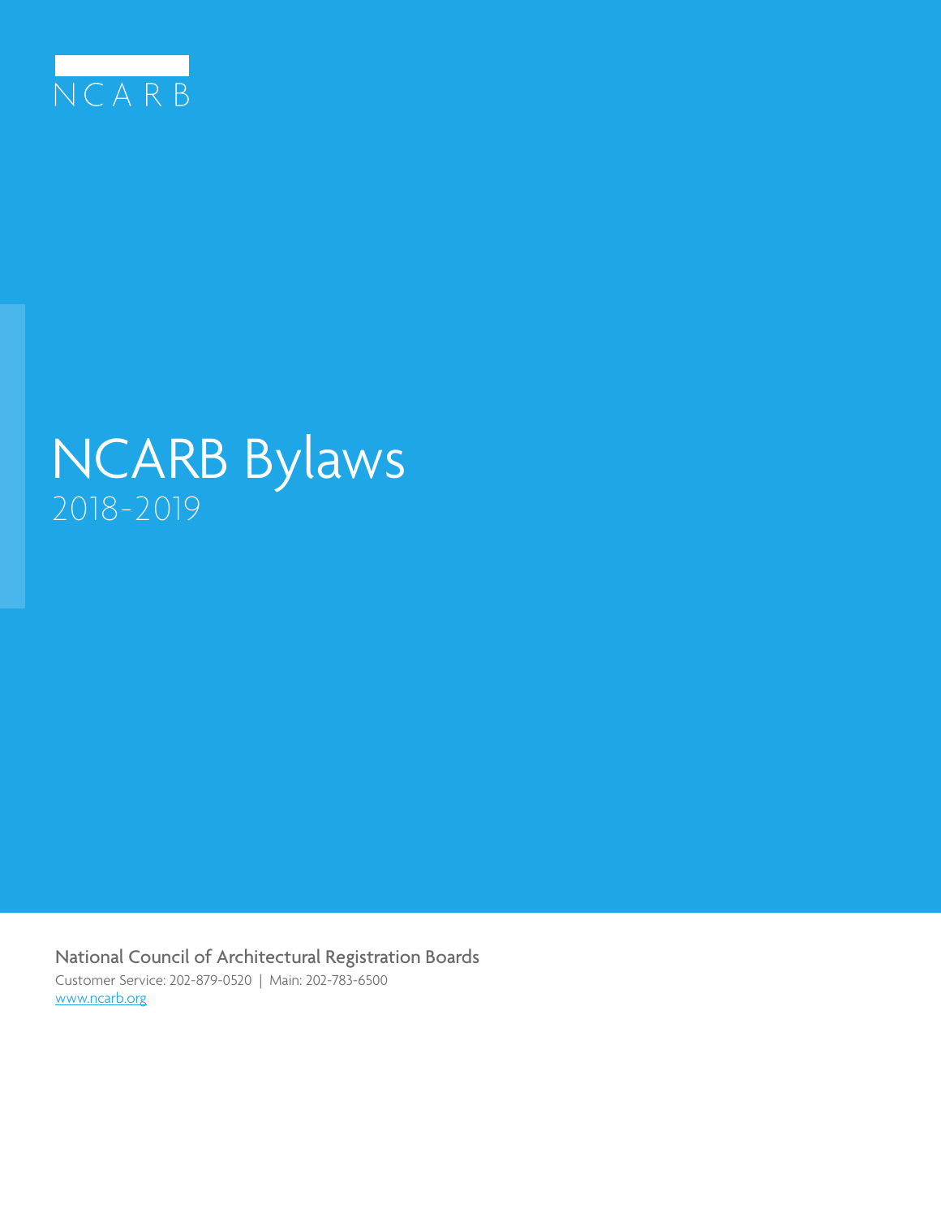NCARB

# NCARB Bylaws

2018-2019

National Council of Architectural Registration Boards

Customer Service: 202-879-0520 | Main: 202-783-6500

www.ncarb.org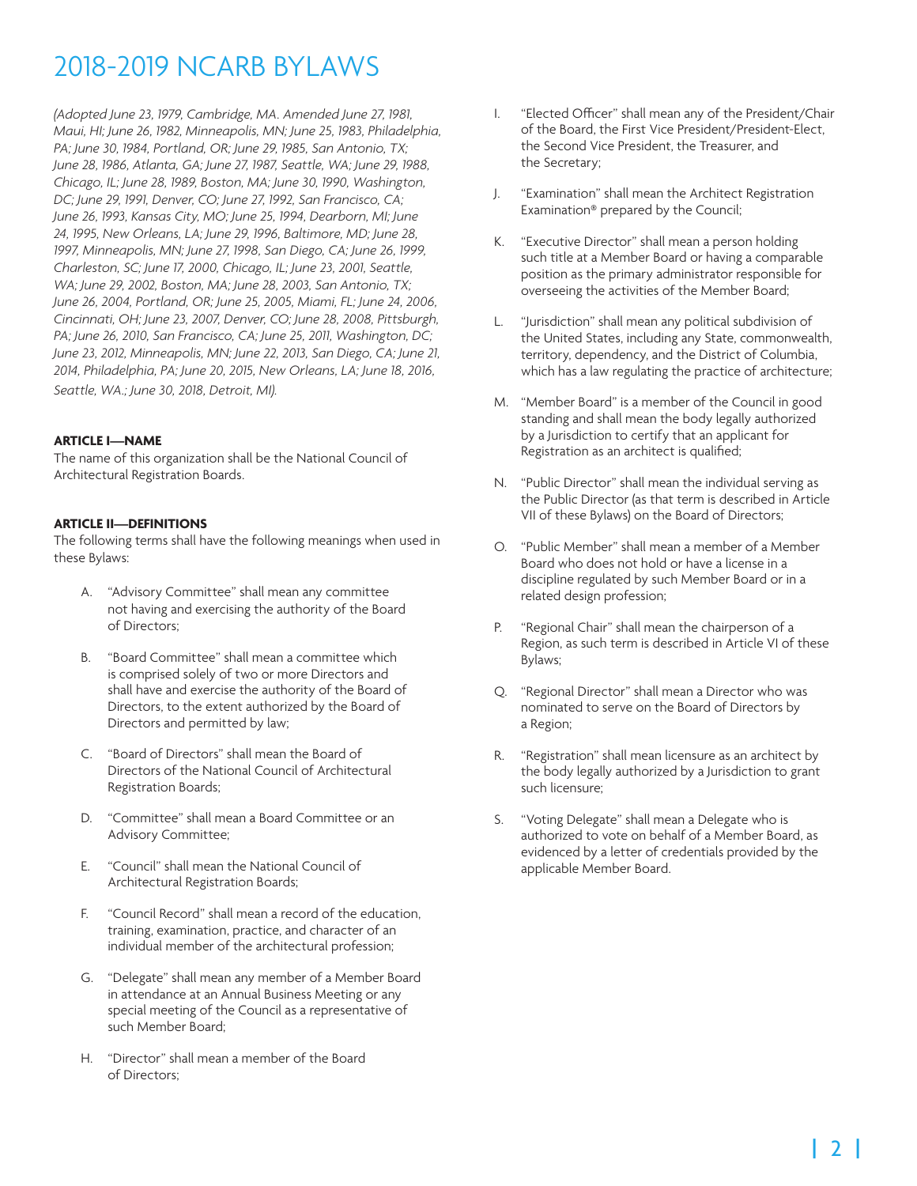# 2018-2019 NCARB BYLAWS

*(Adopted June 23, 1979, Cambridge, MA. Amended June 27, 1981, Maui, HI; June 26, 1982, Minneapolis, MN; June 25, 1983, Philadelphia, PA; June 30, 1984, Portland, OR; June 29, 1985, San Antonio, TX; June 28, 1986, Atlanta, GA; June 27, 1987, Seattle, WA; June 29, 1988, Chicago, IL; June 28, 1989, Boston, MA; June 30, 1990, Washington, DC; June 29, 1991, Denver, CO; June 27, 1992, San Francisco, CA; June 26, 1993, Kansas City, MO; June 25, 1994, Dearborn, MI; June 24, 1995, New Orleans, LA; June 29, 1996, Baltimore, MD; June 28, 1997, Minneapolis, MN; June 27, 1998, San Diego, CA; June 26, 1999, Charleston, SC; June 17, 2000, Chicago, IL; June 23, 2001, Seattle, WA; June 29, 2002, Boston, MA; June 28, 2003, San Antonio, TX; June 26, 2004, Portland, OR; June 25, 2005, Miami, FL; June 24, 2006, Cincinnati, OH; June 23, 2007, Denver, CO; June 28, 2008, Pittsburgh, PA; June 26, 2010, San Francisco, CA; June 25, 2011, Washington, DC; June 23, 2012, Minneapolis, MN; June 22, 2013, San Diego, CA; June 21, 2014, Philadelphia, PA; June 20, 2015, New Orleans, LA; June 18, 2016, Seattle, WA.; June 30, 2018, Detroit, MI).*

**ARTICLE I—NAME**

The name of this organization shall be the National Council of Architectural Registration Boards.

**ARTICLE II—DEFINITIONS**

The following terms shall have the following meanings when used in these Bylaws:

A. "Advisory Committee" shall mean any committee not having and exercising the authority of the Board of Directors;

B. "Board Committee" shall mean a committee which is comprised solely of two or more Directors and shall have and exercise the authority of the Board of Directors, to the extent authorized by the Board of Directors and permitted by law;

C. "Board of Directors" shall mean the Board of Directors of the National Council of Architectural Registration Boards;

D. "Committee" shall mean a Board Committee or an Advisory Committee;

E. "Council" shall mean the National Council of Architectural Registration Boards;

F. "Council Record" shall mean a record of the education, training, examination, practice, and character of an individual member of the architectural profession;

G. "Delegate" shall mean any member of a Member Board in attendance at an Annual Business Meeting or any special meeting of the Council as a representative of such Member Board;

H. "Director" shall mean a member of the Board of Directors;

I. "Elected Officer" shall mean any of the President/Chair of the Board, the First Vice President/President-Elect, the Second Vice President, the Treasurer, and the Secretary;

J. "Examination" shall mean the Architect Registration Examination® prepared by the Council;

K. "Executive Director" shall mean a person holding such title at a Member Board or having a comparable position as the primary administrator responsible for overseeing the activities of the Member Board;

L. "Jurisdiction" shall mean any political subdivision of the United States, including any State, commonwealth, territory, dependency, and the District of Columbia, which has a law regulating the practice of architecture;

M. "Member Board" is a member of the Council in good standing and shall mean the body legally authorized by a Jurisdiction to certify that an applicant for Registration as an architect is qualified;

N. "Public Director" shall mean the individual serving as the Public Director (as that term is described in Article VII of these Bylaws) on the Board of Directors;

O. "Public Member" shall mean a member of a Member Board who does not hold or have a license in a discipline regulated by such Member Board or in a related design profession;

P. "Regional Chair" shall mean the chairperson of a Region, as such term is described in Article VI of these Bylaws;

Q. "Regional Director" shall mean a Director who was nominated to serve on the Board of Directors by a Region;

R. "Registration" shall mean licensure as an architect by the body legally authorized by a Jurisdiction to grant such licensure;

S. "Voting Delegate" shall mean a Delegate who is authorized to vote on behalf of a Member Board, as evidenced by a letter of credentials provided by the applicable Member Board.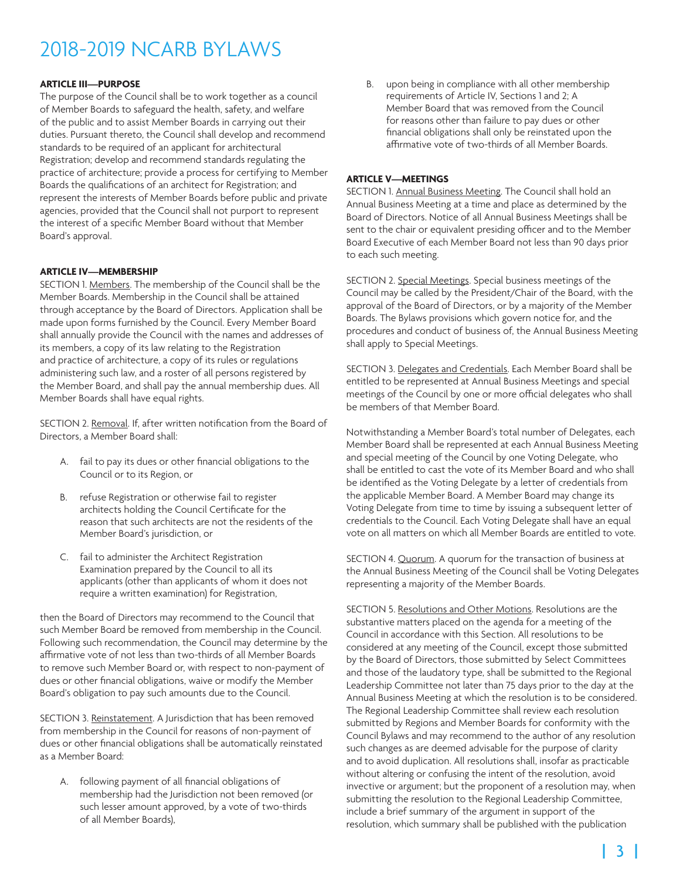**ARTICLE III—PURPOSE**

The purpose of the Council shall be to work together as a council of Member Boards to safeguard the health, safety, and welfare of the public and to assist Member Boards in carrying out their duties. Pursuant thereto, the Council shall develop and recommend standards to be required of an applicant for architectural Registration; develop and recommend standards regulating the practice of architecture; provide a process for certifying to Member Boards the qualifications of an architect for Registration; and represent the interests of Member Boards before public and private agencies, provided that the Council shall not purport to represent the interest of a specific Member Board without that Member Board's approval.

**ARTICLE IV—MEMBERSHIP**

SECTION 1. Members. The membership of the Council shall be the Member Boards. Membership in the Council shall be attained through acceptance by the Board of Directors. Application shall be made upon forms furnished by the Council. Every Member Board shall annually provide the Council with the names and addresses of its members, a copy of its law relating to the Registration and practice of architecture, a copy of its rules or regulations administering such law, and a roster of all persons registered by the Member Board, and shall pay the annual membership dues. All Member Boards shall have equal rights.

SECTION 2. Removal. If, after written notification from the Board of Directors, a Member Board shall:

A. fail to pay its dues or other financial obligations to the Council or to its Region, or

B. refuse Registration or otherwise fail to register architects holding the Council Certificate for the reason that such architects are not the residents of the Member Board's jurisdiction, or

C. fail to administer the Architect Registration Examination prepared by the Council to all its applicants (other than applicants of whom it does not require a written examination) for Registration,

then the Board of Directors may recommend to the Council that such Member Board be removed from membership in the Council. Following such recommendation, the Council may determine by the affirmative vote of not less than two-thirds of all Member Boards to remove such Member Board or, with respect to non-payment of dues or other financial obligations, waive or modify the Member Board's obligation to pay such amounts due to the Council.

SECTION 3. Reinstatement. A Jurisdiction that has been removed from membership in the Council for reasons of non-payment of dues or other financial obligations shall be automatically reinstated as a Member Board:

A. following payment of all financial obligations of membership had the Jurisdiction not been removed (or such lesser amount approved, by a vote of two-thirds of all Member Boards),

B. upon being in compliance with all other membership requirements of Article IV, Sections 1 and 2; A Member Board that was removed from the Council for reasons other than failure to pay dues or other financial obligations shall only be reinstated upon the affirmative vote of two-thirds of all Member Boards.

**ARTICLE V—MEETINGS**

SECTION 1. Annual Business Meeting. The Council shall hold an Annual Business Meeting at a time and place as determined by the Board of Directors. Notice of all Annual Business Meetings shall be sent to the chair or equivalent presiding officer and to the Member Board Executive of each Member Board not less than 90 days prior to each such meeting.

SECTION 2. Special Meetings. Special business meetings of the Council may be called by the President/Chair of the Board, with the approval of the Board of Directors, or by a majority of the Member Boards. The Bylaws provisions which govern notice for, and the procedures and conduct of business of, the Annual Business Meeting shall apply to Special Meetings.

SECTION 3. Delegates and Credentials. Each Member Board shall be entitled to be represented at Annual Business Meetings and special meetings of the Council by one or more official delegates who shall be members of that Member Board.

Notwithstanding a Member Board's total number of Delegates, each Member Board shall be represented at each Annual Business Meeting and special meeting of the Council by one Voting Delegate, who shall be entitled to cast the vote of its Member Board and who shall be identified as the Voting Delegate by a letter of credentials from the applicable Member Board. A Member Board may change its Voting Delegate from time to time by issuing a subsequent letter of credentials to the Council. Each Voting Delegate shall have an equal vote on all matters on which all Member Boards are entitled to vote.

SECTION 4. Quorum. A quorum for the transaction of business at the Annual Business Meeting of the Council shall be Voting Delegates representing a majority of the Member Boards.

SECTION 5. Resolutions and Other Motions. Resolutions are the substantive matters placed on the agenda for a meeting of the Council in accordance with this Section. All resolutions to be considered at any meeting of the Council, except those submitted by the Board of Directors, those submitted by Select Committees and those of the laudatory type, shall be submitted to the Regional Leadership Committee not later than 75 days prior to the day at the Annual Business Meeting at which the resolution is to be considered. The Regional Leadership Committee shall review each resolution submitted by Regions and Member Boards for conformity with the Council Bylaws and may recommend to the author of any resolution such changes as are deemed advisable for the purpose of clarity and to avoid duplication. All resolutions shall, insofar as practicable without altering or confusing the intent of the resolution, avoid invective or argument; but the proponent of a resolution may, when submitting the resolution to the Regional Leadership Committee, include a brief summary of the argument in support of the resolution, which summary shall be published with the publication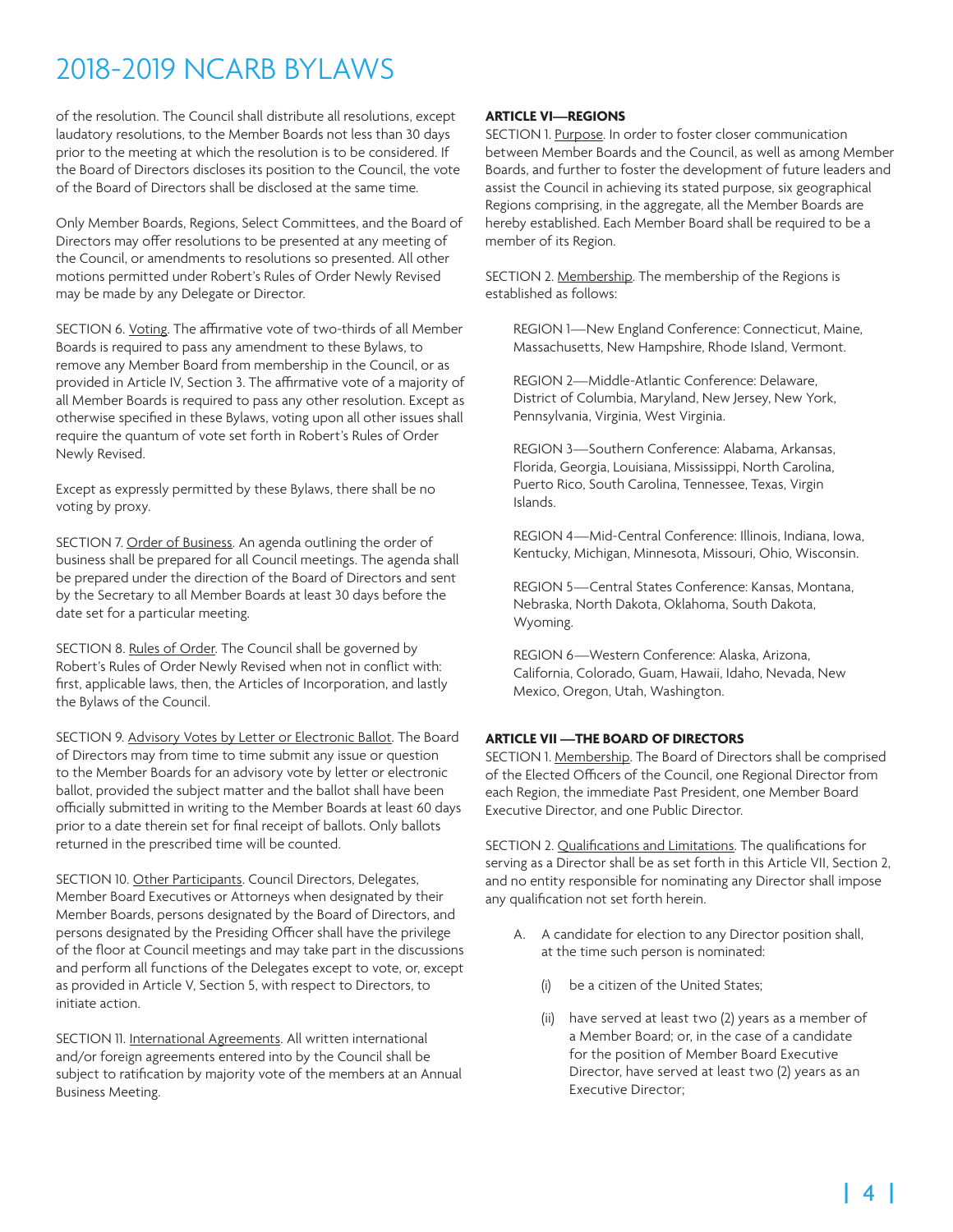of the resolution. The Council shall distribute all resolutions, except laudatory resolutions, to the Member Boards not less than 30 days prior to the meeting at which the resolution is to be considered. If the Board of Directors discloses its position to the Council, the vote of the Board of Directors shall be disclosed at the same time.

Only Member Boards, Regions, Select Committees, and the Board of Directors may offer resolutions to be presented at any meeting of the Council, or amendments to resolutions so presented. All other motions permitted under Robert's Rules of Order Newly Revised may be made by any Delegate or Director.

SECTION 6. Voting. The affirmative vote of two-thirds of all Member Boards is required to pass any amendment to these Bylaws, to remove any Member Board from membership in the Council, or as provided in Article IV, Section 3. The affirmative vote of a majority of all Member Boards is required to pass any other resolution. Except as otherwise specified in these Bylaws, voting upon all other issues shall require the quantum of vote set forth in Robert's Rules of Order Newly Revised.

Except as expressly permitted by these Bylaws, there shall be no voting by proxy.

SECTION 7. Order of Business. An agenda outlining the order of business shall be prepared for all Council meetings. The agenda shall be prepared under the direction of the Board of Directors and sent by the Secretary to all Member Boards at least 30 days before the date set for a particular meeting.

SECTION 8. Rules of Order. The Council shall be governed by Robert's Rules of Order Newly Revised when not in conflict with: first, applicable laws, then, the Articles of Incorporation, and lastly the Bylaws of the Council.

SECTION 9. Advisory Votes by Letter or Electronic Ballot. The Board of Directors may from time to time submit any issue or question to the Member Boards for an advisory vote by letter or electronic ballot, provided the subject matter and the ballot shall have been officially submitted in writing to the Member Boards at least 60 days prior to a date therein set for final receipt of ballots. Only ballots returned in the prescribed time will be counted.

SECTION 10. Other Participants. Council Directors, Delegates, Member Board Executives or Attorneys when designated by their Member Boards, persons designated by the Board of Directors, and persons designated by the Presiding Officer shall have the privilege of the floor at Council meetings and may take part in the discussions and perform all functions of the Delegates except to vote, or, except as provided in Article V, Section 5, with respect to Directors, to initiate action.

SECTION 11. International Agreements. All written international and/or foreign agreements entered into by the Council shall be subject to ratification by majority vote of the members at an Annual Business Meeting.

**ARTICLE VI—REGIONS**

SECTION 1. Purpose. In order to foster closer communication between Member Boards and the Council, as well as among Member Boards, and further to foster the development of future leaders and assist the Council in achieving its stated purpose, six geographical Regions comprising, in the aggregate, all the Member Boards are hereby established. Each Member Board shall be required to be a member of its Region.

SECTION 2. Membership. The membership of the Regions is established as follows:

REGION 1—New England Conference: Connecticut, Maine, Massachusetts, New Hampshire, Rhode Island, Vermont.

REGION 2—Middle-Atlantic Conference: Delaware, District of Columbia, Maryland, New Jersey, New York, Pennsylvania, Virginia, West Virginia.

REGION 3—Southern Conference: Alabama, Arkansas, Florida, Georgia, Louisiana, Mississippi, North Carolina, Puerto Rico, South Carolina, Tennessee, Texas, Virgin Islands.

REGION 4—Mid-Central Conference: Illinois, Indiana, Iowa, Kentucky, Michigan, Minnesota, Missouri, Ohio, Wisconsin.

REGION 5—Central States Conference: Kansas, Montana, Nebraska, North Dakota, Oklahoma, South Dakota, Wyoming.

REGION 6—Western Conference: Alaska, Arizona, California, Colorado, Guam, Hawaii, Idaho, Nevada, New Mexico, Oregon, Utah, Washington.

**ARTICLE VII —THE BOARD OF DIRECTORS**

SECTION 1. Membership. The Board of Directors shall be comprised of the Elected Officers of the Council, one Regional Director from each Region, the immediate Past President, one Member Board Executive Director, and one Public Director.

SECTION 2. Qualifications and Limitations. The qualifications for serving as a Director shall be as set forth in this Article VII, Section 2, and no entity responsible for nominating any Director shall impose any qualification not set forth herein.

A. A candidate for election to any Director position shall, at the time such person is nominated:

   (i) be a citizen of the United States;

   (ii) have served at least two (2) years as a member of a Member Board; or, in the case of a candidate for the position of Member Board Executive Director, have served at least two (2) years as an Executive Director;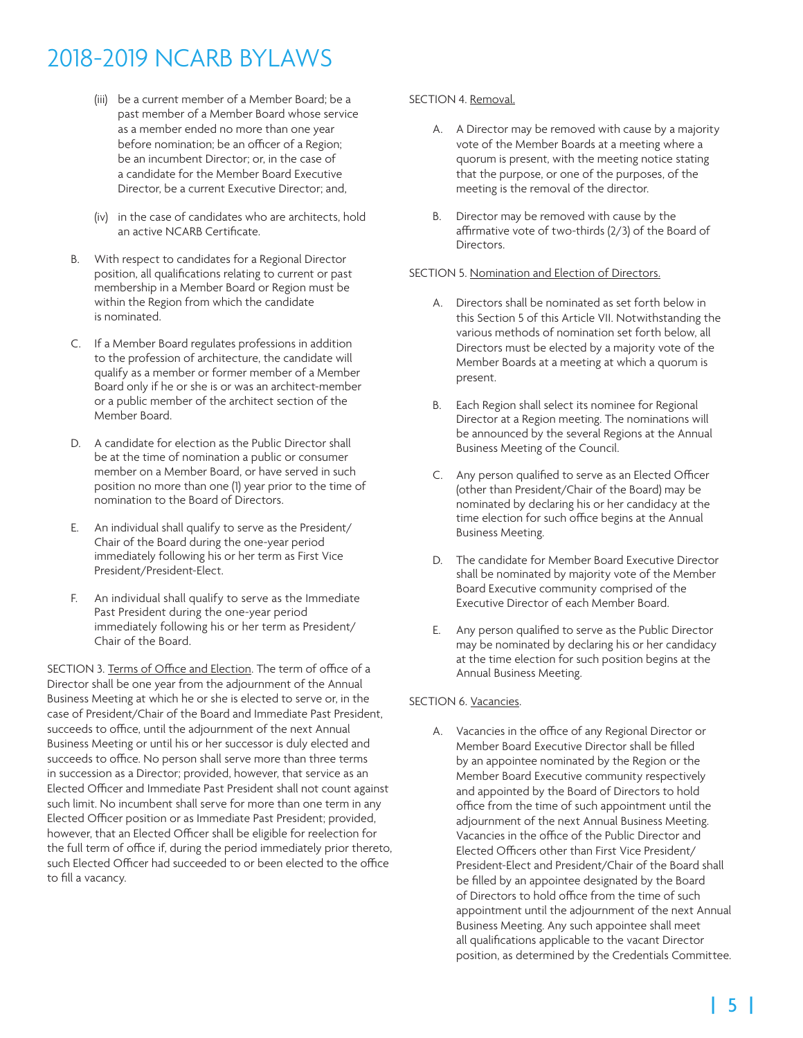(iii) be a current member of a Member Board; be a past member of a Member Board whose service as a member ended no more than one year before nomination; be an officer of a Region; be an incumbent Director; or, in the case of a candidate for the Member Board Executive Director, be a current Executive Director; and,

(iv) in the case of candidates who are architects, hold an active NCARB Certificate.

B. With respect to candidates for a Regional Director position, all qualifications relating to current or past membership in a Member Board or Region must be within the Region from which the candidate is nominated.

C. If a Member Board regulates professions in addition to the profession of architecture, the candidate will qualify as a member or former member of a Member Board only if he or she is or was an architect-member or a public member of the architect section of the Member Board.

D. A candidate for election as the Public Director shall be at the time of nomination a public or consumer member on a Member Board, or have served in such position no more than one (1) year prior to the time of nomination to the Board of Directors.

E. An individual shall qualify to serve as the President/Chair of the Board during the one-year period immediately following his or her term as First Vice President/President-Elect.

F. An individual shall qualify to serve as the Immediate Past President during the one-year period immediately following his or her term as President/Chair of the Board.

SECTION 3. Terms of Office and Election. The term of office of a Director shall be one year from the adjournment of the Annual Business Meeting at which he or she is elected to serve or, in the case of President/Chair of the Board and Immediate Past President, succeeds to office, until the adjournment of the next Annual Business Meeting or until his or her successor is duly elected and succeeds to office. No person shall serve more than three terms in succession as a Director; provided, however, that service as an Elected Officer and Immediate Past President shall not count against such limit. No incumbent shall serve for more than one term in any Elected Officer position or as Immediate Past President; provided, however, that an Elected Officer shall be eligible for reelection for the full term of office if, during the period immediately prior thereto, such Elected Officer had succeeded to or been elected to the office to fill a vacancy.

SECTION 4. Removal.

A. A Director may be removed with cause by a majority vote of the Member Boards at a meeting where a quorum is present, with the meeting notice stating that the purpose, or one of the purposes, of the meeting is the removal of the director.

B. Director may be removed with cause by the affirmative vote of two-thirds (2/3) of the Board of Directors.

SECTION 5. Nomination and Election of Directors.

A. Directors shall be nominated as set forth below in this Section 5 of this Article VII. Notwithstanding the various methods of nomination set forth below, all Directors must be elected by a majority vote of the Member Boards at a meeting at which a quorum is present.

B. Each Region shall select its nominee for Regional Director at a Region meeting. The nominations will be announced by the several Regions at the Annual Business Meeting of the Council.

C. Any person qualified to serve as an Elected Officer (other than President/Chair of the Board) may be nominated by declaring his or her candidacy at the time election for such office begins at the Annual Business Meeting.

D. The candidate for Member Board Executive Director shall be nominated by majority vote of the Member Board Executive community comprised of the Executive Director of each Member Board.

E. Any person qualified to serve as the Public Director may be nominated by declaring his or her candidacy at the time election for such position begins at the Annual Business Meeting.

SECTION 6. Vacancies.

A. Vacancies in the office of any Regional Director or Member Board Executive Director shall be filled by an appointee nominated by the Region or the Member Board Executive community respectively and appointed by the Board of Directors to hold office from the time of such appointment until the adjournment of the next Annual Business Meeting. Vacancies in the office of the Public Director and Elected Officers other than First Vice President/President-Elect and President/Chair of the Board shall be filled by an appointee designated by the Board of Directors to hold office from the time of such appointment until the adjournment of the next Annual Business Meeting. Any such appointee shall meet all qualifications applicable to the vacant Director position, as determined by the Credentials Committee.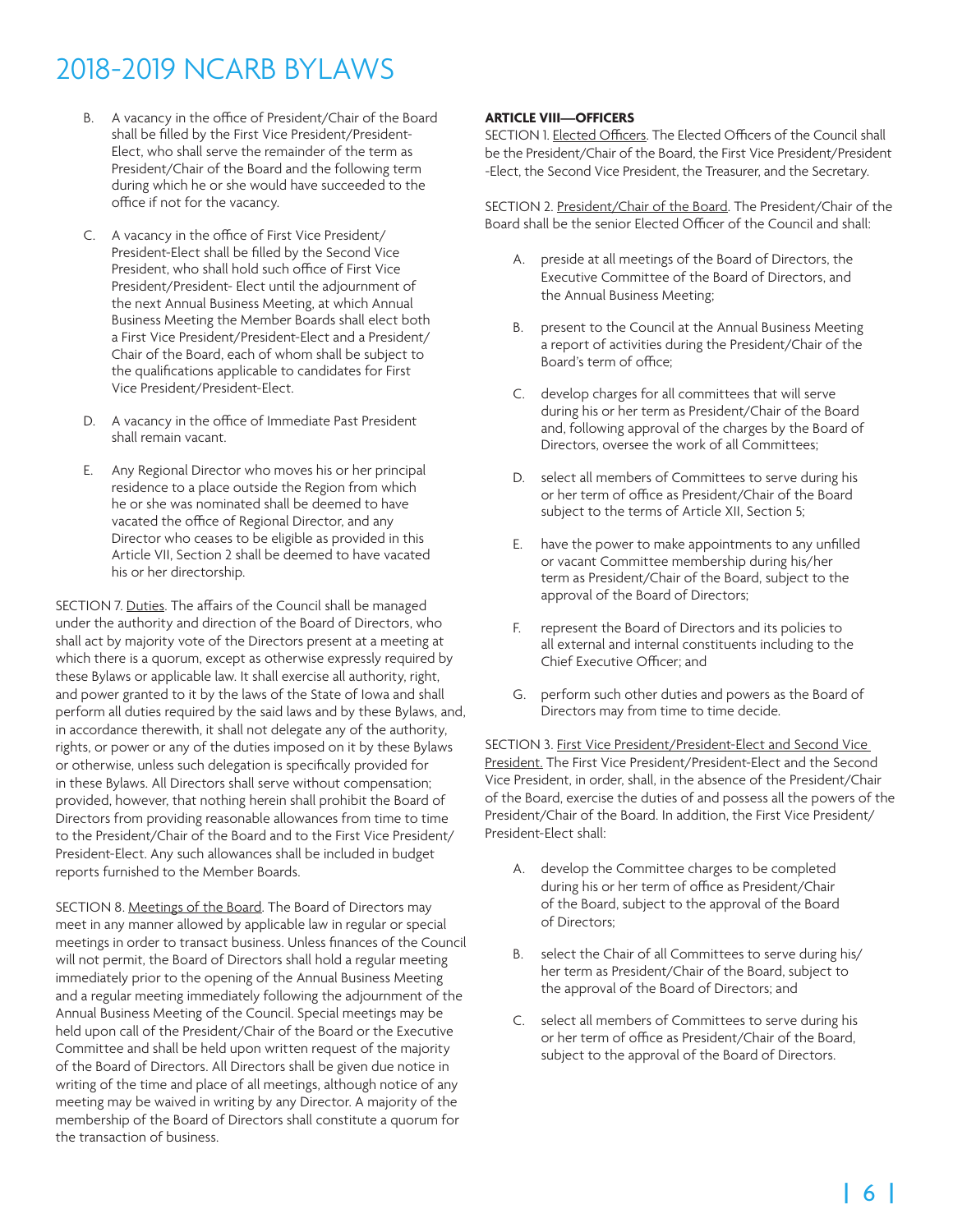B. A vacancy in the office of President/Chair of the Board shall be filled by the First Vice President/President-Elect, who shall serve the remainder of the term as President/Chair of the Board and the following term during which he or she would have succeeded to the office if not for the vacancy.

C. A vacancy in the office of First Vice President/ President-Elect shall be filled by the Second Vice President, who shall hold such office of First Vice President/President- Elect until the adjournment of the next Annual Business Meeting, at which Annual Business Meeting the Member Boards shall elect both a First Vice President/President-Elect and a President/ Chair of the Board, each of whom shall be subject to the qualifications applicable to candidates for First Vice President/President-Elect.

D. A vacancy in the office of Immediate Past President shall remain vacant.

E. Any Regional Director who moves his or her principal residence to a place outside the Region from which he or she was nominated shall be deemed to have vacated the office of Regional Director, and any Director who ceases to be eligible as provided in this Article VII, Section 2 shall be deemed to have vacated his or her directorship.

SECTION 7. Duties. The affairs of the Council shall be managed under the authority and direction of the Board of Directors, who shall act by majority vote of the Directors present at a meeting at which there is a quorum, except as otherwise expressly required by these Bylaws or applicable law. It shall exercise all authority, right, and power granted to it by the laws of the State of Iowa and shall perform all duties required by the said laws and by these Bylaws, and, in accordance therewith, it shall not delegate any of the authority, rights, or power or any of the duties imposed on it by these Bylaws or otherwise, unless such delegation is specifically provided for in these Bylaws. All Directors shall serve without compensation; provided, however, that nothing herein shall prohibit the Board of Directors from providing reasonable allowances from time to time to the President/Chair of the Board and to the First Vice President/ President-Elect. Any such allowances shall be included in budget reports furnished to the Member Boards.

SECTION 8. Meetings of the Board. The Board of Directors may meet in any manner allowed by applicable law in regular or special meetings in order to transact business. Unless finances of the Council will not permit, the Board of Directors shall hold a regular meeting immediately prior to the opening of the Annual Business Meeting and a regular meeting immediately following the adjournment of the Annual Business Meeting of the Council. Special meetings may be held upon call of the President/Chair of the Board or the Executive Committee and shall be held upon written request of the majority of the Board of Directors. All Directors shall be given due notice in writing of the time and place of all meetings, although notice of any meeting may be waived in writing by any Director. A majority of the membership of the Board of Directors shall constitute a quorum for the transaction of business.

**ARTICLE VIII—OFFICERS**

SECTION 1. Elected Officers. The Elected Officers of the Council shall be the President/Chair of the Board, the First Vice President/President -Elect, the Second Vice President, the Treasurer, and the Secretary.

SECTION 2. President/Chair of the Board. The President/Chair of the Board shall be the senior Elected Officer of the Council and shall:

A. preside at all meetings of the Board of Directors, the Executive Committee of the Board of Directors, and the Annual Business Meeting;

B. present to the Council at the Annual Business Meeting a report of activities during the President/Chair of the Board's term of office;

C. develop charges for all committees that will serve during his or her term as President/Chair of the Board and, following approval of the charges by the Board of Directors, oversee the work of all Committees;

D. select all members of Committees to serve during his or her term of office as President/Chair of the Board subject to the terms of Article XII, Section 5;

E. have the power to make appointments to any unfilled or vacant Committee membership during his/her term as President/Chair of the Board, subject to the approval of the Board of Directors;

F. represent the Board of Directors and its policies to all external and internal constituents including to the Chief Executive Officer; and

G. perform such other duties and powers as the Board of Directors may from time to time decide.

SECTION 3. First Vice President/President-Elect and Second Vice President. The First Vice President/President-Elect and the Second Vice President, in order, shall, in the absence of the President/Chair of the Board, exercise the duties of and possess all the powers of the President/Chair of the Board. In addition, the First Vice President/ President-Elect shall:

A. develop the Committee charges to be completed during his or her term of office as President/Chair of the Board, subject to the approval of the Board of Directors;

B. select the Chair of all Committees to serve during his/ her term as President/Chair of the Board, subject to the approval of the Board of Directors; and

C. select all members of Committees to serve during his or her term of office as President/Chair of the Board, subject to the approval of the Board of Directors.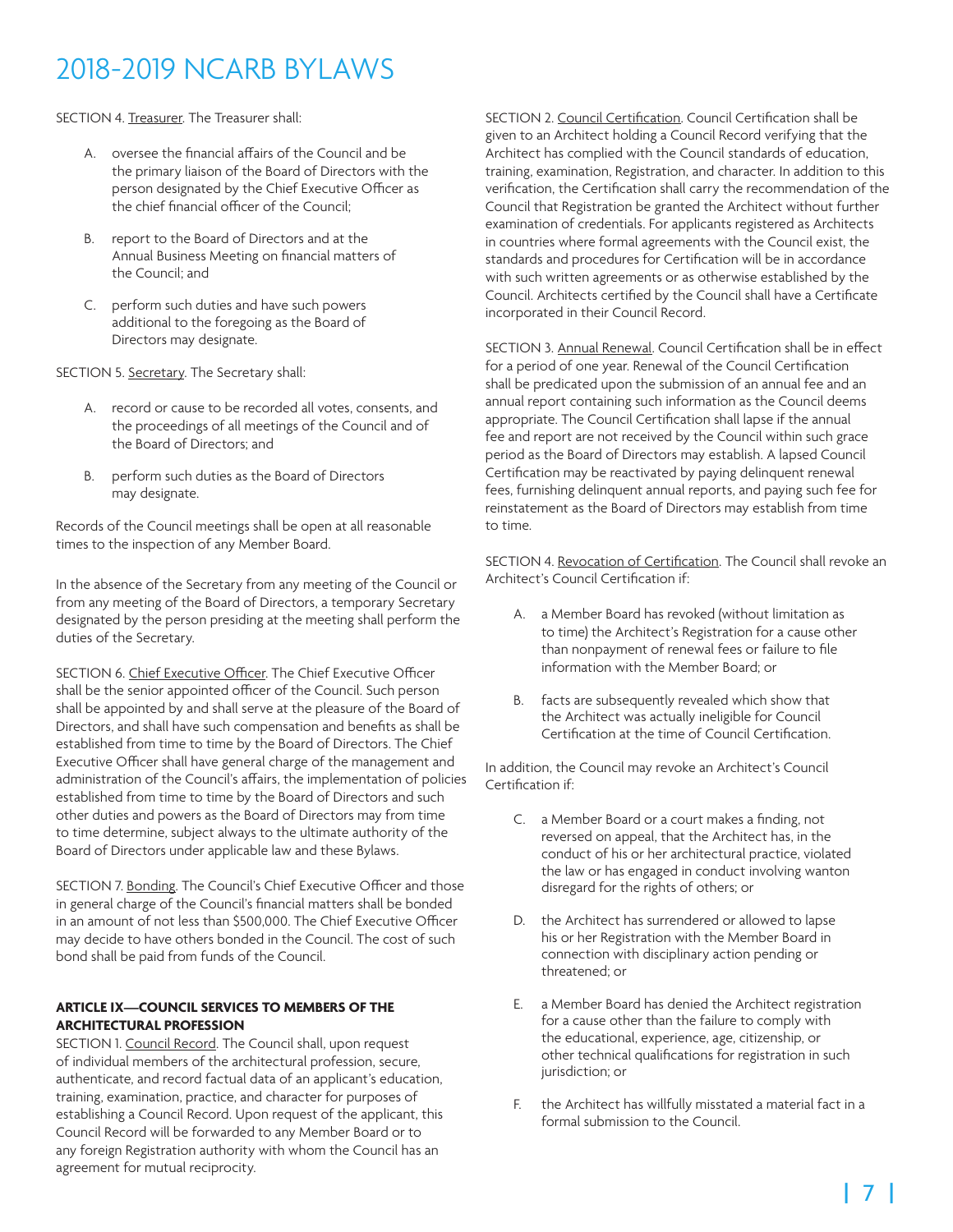SECTION 4. Treasurer. The Treasurer shall:

A. oversee the financial affairs of the Council and be the primary liaison of the Board of Directors with the person designated by the Chief Executive Officer as the chief financial officer of the Council;

B. report to the Board of Directors and at the Annual Business Meeting on financial matters of the Council; and

C. perform such duties and have such powers additional to the foregoing as the Board of Directors may designate.

SECTION 5. Secretary. The Secretary shall:

A. record or cause to be recorded all votes, consents, and the proceedings of all meetings of the Council and of the Board of Directors; and

B. perform such duties as the Board of Directors may designate.

Records of the Council meetings shall be open at all reasonable times to the inspection of any Member Board.

In the absence of the Secretary from any meeting of the Council or from any meeting of the Board of Directors, a temporary Secretary designated by the person presiding at the meeting shall perform the duties of the Secretary.

SECTION 6. Chief Executive Officer. The Chief Executive Officer shall be the senior appointed officer of the Council. Such person shall be appointed by and shall serve at the pleasure of the Board of Directors, and shall have such compensation and benefits as shall be established from time to time by the Board of Directors. The Chief Executive Officer shall have general charge of the management and administration of the Council's affairs, the implementation of policies established from time to time by the Board of Directors and such other duties and powers as the Board of Directors may from time to time determine, subject always to the ultimate authority of the Board of Directors under applicable law and these Bylaws.

SECTION 7. Bonding. The Council's Chief Executive Officer and those in general charge of the Council's financial matters shall be bonded in an amount of not less than $500,000. The Chief Executive Officer may decide to have others bonded in the Council. The cost of such bond shall be paid from funds of the Council.

**ARTICLE IX—COUNCIL SERVICES TO MEMBERS OF THE ARCHITECTURAL PROFESSION**

SECTION 1. Council Record. The Council shall, upon request of individual members of the architectural profession, secure, authenticate, and record factual data of an applicant's education, training, examination, practice, and character for purposes of establishing a Council Record. Upon request of the applicant, this Council Record will be forwarded to any Member Board or to any foreign Registration authority with whom the Council has an agreement for mutual reciprocity.

SECTION 2. Council Certification. Council Certification shall be given to an Architect holding a Council Record verifying that the Architect has complied with the Council standards of education, training, examination, Registration, and character. In addition to this verification, the Certification shall carry the recommendation of the Council that Registration be granted the Architect without further examination of credentials. For applicants registered as Architects in countries where formal agreements with the Council exist, the standards and procedures for Certification will be in accordance with such written agreements or as otherwise established by the Council. Architects certified by the Council shall have a Certificate incorporated in their Council Record.

SECTION 3. Annual Renewal. Council Certification shall be in effect for a period of one year. Renewal of the Council Certification shall be predicated upon the submission of an annual fee and an annual report containing such information as the Council deems appropriate. The Council Certification shall lapse if the annual fee and report are not received by the Council within such grace period as the Board of Directors may establish. A lapsed Council Certification may be reactivated by paying delinquent renewal fees, furnishing delinquent annual reports, and paying such fee for reinstatement as the Board of Directors may establish from time to time.

SECTION 4. Revocation of Certification. The Council shall revoke an Architect's Council Certification if:

A. a Member Board has revoked (without limitation as to time) the Architect's Registration for a cause other than nonpayment of renewal fees or failure to file information with the Member Board; or

B. facts are subsequently revealed which show that the Architect was actually ineligible for Council Certification at the time of Council Certification.

In addition, the Council may revoke an Architect's Council Certification if:

C. a Member Board or a court makes a finding, not reversed on appeal, that the Architect has, in the conduct of his or her architectural practice, violated the law or has engaged in conduct involving wanton disregard for the rights of others; or

D. the Architect has surrendered or allowed to lapse his or her Registration with the Member Board in connection with disciplinary action pending or threatened; or

E. a Member Board has denied the Architect registration for a cause other than the failure to comply with the educational, experience, age, citizenship, or other technical qualifications for registration in such jurisdiction; or

F. the Architect has willfully misstated a material fact in a formal submission to the Council.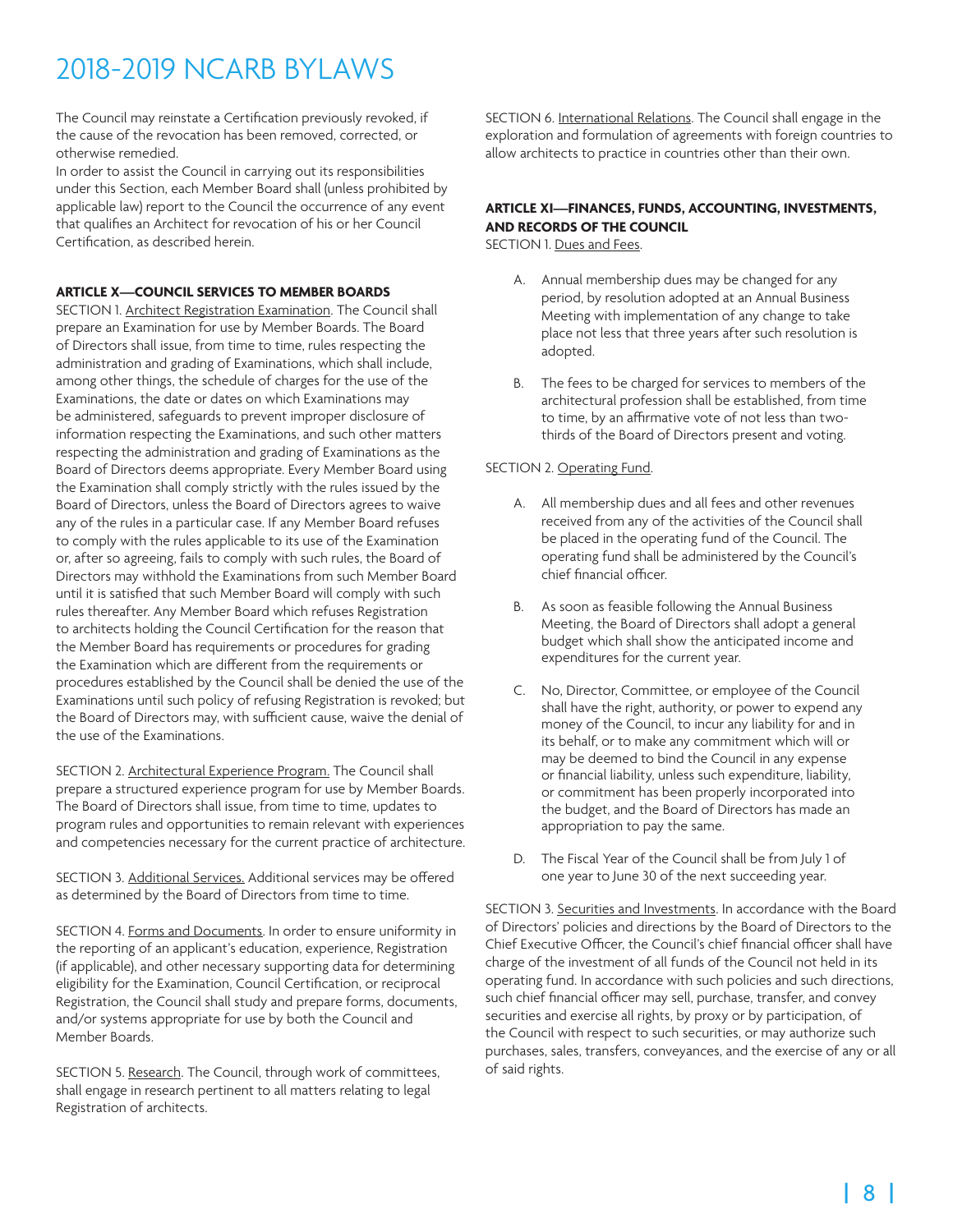The Council may reinstate a Certification previously revoked, if the cause of the revocation has been removed, corrected, or otherwise remedied.

In order to assist the Council in carrying out its responsibilities under this Section, each Member Board shall (unless prohibited by applicable law) report to the Council the occurrence of any event that qualifies an Architect for revocation of his or her Council Certification, as described herein.

**ARTICLE X—COUNCIL SERVICES TO MEMBER BOARDS**

SECTION 1. Architect Registration Examination. The Council shall prepare an Examination for use by Member Boards. The Board of Directors shall issue, from time to time, rules respecting the administration and grading of Examinations, which shall include, among other things, the schedule of charges for the use of the Examinations, the date or dates on which Examinations may be administered, safeguards to prevent improper disclosure of information respecting the Examinations, and such other matters respecting the administration and grading of Examinations as the Board of Directors deems appropriate. Every Member Board using the Examination shall comply strictly with the rules issued by the Board of Directors, unless the Board of Directors agrees to waive any of the rules in a particular case. If any Member Board refuses to comply with the rules applicable to its use of the Examination or, after so agreeing, fails to comply with such rules, the Board of Directors may withhold the Examinations from such Member Board until it is satisfied that such Member Board will comply with such rules thereafter. Any Member Board which refuses Registration to architects holding the Council Certification for the reason that the Member Board has requirements or procedures for grading the Examination which are different from the requirements or procedures established by the Council shall be denied the use of the Examinations until such policy of refusing Registration is revoked; but the Board of Directors may, with sufficient cause, waive the denial of the use of the Examinations.

SECTION 2. Architectural Experience Program. The Council shall prepare a structured experience program for use by Member Boards. The Board of Directors shall issue, from time to time, updates to program rules and opportunities to remain relevant with experiences and competencies necessary for the current practice of architecture.

SECTION 3. Additional Services. Additional services may be offered as determined by the Board of Directors from time to time.

SECTION 4. Forms and Documents. In order to ensure uniformity in the reporting of an applicant's education, experience, Registration (if applicable), and other necessary supporting data for determining eligibility for the Examination, Council Certification, or reciprocal Registration, the Council shall study and prepare forms, documents, and/or systems appropriate for use by both the Council and Member Boards.

SECTION 5. Research. The Council, through work of committees, shall engage in research pertinent to all matters relating to legal Registration of architects.

SECTION 6. International Relations. The Council shall engage in the exploration and formulation of agreements with foreign countries to allow architects to practice in countries other than their own.

**ARTICLE XI—FINANCES, FUNDS, ACCOUNTING, INVESTMENTS, AND RECORDS OF THE COUNCIL**

SECTION 1. Dues and Fees.

A. Annual membership dues may be changed for any period, by resolution adopted at an Annual Business Meeting with implementation of any change to take place not less that three years after such resolution is adopted.

B. The fees to be charged for services to members of the architectural profession shall be established, from time to time, by an affirmative vote of not less than two-thirds of the Board of Directors present and voting.

SECTION 2. Operating Fund.

A. All membership dues and all fees and other revenues received from any of the activities of the Council shall be placed in the operating fund of the Council. The operating fund shall be administered by the Council's chief financial officer.

B. As soon as feasible following the Annual Business Meeting, the Board of Directors shall adopt a general budget which shall show the anticipated income and expenditures for the current year.

C. No, Director, Committee, or employee of the Council shall have the right, authority, or power to expend any money of the Council, to incur any liability for and in its behalf, or to make any commitment which will or may be deemed to bind the Council in any expense or financial liability, unless such expenditure, liability, or commitment has been properly incorporated into the budget, and the Board of Directors has made an appropriation to pay the same.

D. The Fiscal Year of the Council shall be from July 1 of one year to June 30 of the next succeeding year.

SECTION 3. Securities and Investments. In accordance with the Board of Directors' policies and directions by the Board of Directors to the Chief Executive Officer, the Council's chief financial officer shall have charge of the investment of all funds of the Council not held in its operating fund. In accordance with such policies and such directions, such chief financial officer may sell, purchase, transfer, and convey securities and exercise all rights, by proxy or by participation, of the Council with respect to such securities, or may authorize such purchases, sales, transfers, conveyances, and the exercise of any or all of said rights.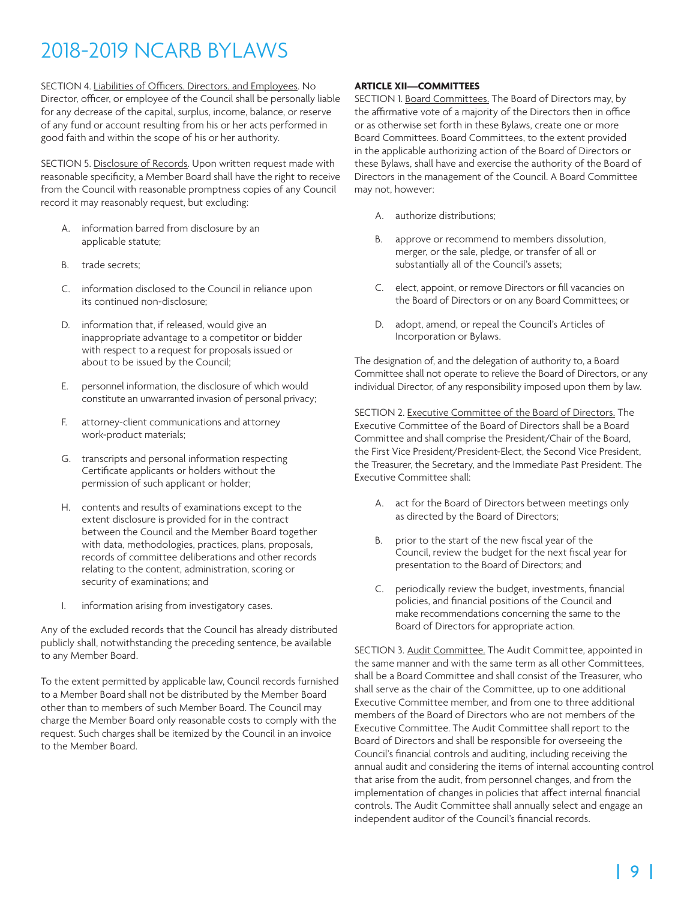SECTION 4. Liabilities of Officers, Directors, and Employees. No Director, officer, or employee of the Council shall be personally liable for any decrease of the capital, surplus, income, balance, or reserve of any fund or account resulting from his or her acts performed in good faith and within the scope of his or her authority.

SECTION 5. Disclosure of Records. Upon written request made with reasonable specificity, a Member Board shall have the right to receive from the Council with reasonable promptness copies of any Council record it may reasonably request, but excluding:

A. information barred from disclosure by an applicable statute;

B. trade secrets;

C. information disclosed to the Council in reliance upon its continued non-disclosure;

D. information that, if released, would give an inappropriate advantage to a competitor or bidder with respect to a request for proposals issued or about to be issued by the Council;

E. personnel information, the disclosure of which would constitute an unwarranted invasion of personal privacy;

F. attorney-client communications and attorney work-product materials;

G. transcripts and personal information respecting Certificate applicants or holders without the permission of such applicant or holder;

H. contents and results of examinations except to the extent disclosure is provided for in the contract between the Council and the Member Board together with data, methodologies, practices, plans, proposals, records of committee deliberations and other records relating to the content, administration, scoring or security of examinations; and

I. information arising from investigatory cases.

Any of the excluded records that the Council has already distributed publicly shall, notwithstanding the preceding sentence, be available to any Member Board.

To the extent permitted by applicable law, Council records furnished to a Member Board shall not be distributed by the Member Board other than to members of such Member Board. The Council may charge the Member Board only reasonable costs to comply with the request. Such charges shall be itemized by the Council in an invoice to the Member Board.

**ARTICLE XII—COMMITTEES**

SECTION 1. Board Committees. The Board of Directors may, by the affirmative vote of a majority of the Directors then in office or as otherwise set forth in these Bylaws, create one or more Board Committees. Board Committees, to the extent provided in the applicable authorizing action of the Board of Directors or these Bylaws, shall have and exercise the authority of the Board of Directors in the management of the Council. A Board Committee may not, however:

A. authorize distributions;

B. approve or recommend to members dissolution, merger, or the sale, pledge, or transfer of all or substantially all of the Council's assets;

C. elect, appoint, or remove Directors or fill vacancies on the Board of Directors or on any Board Committees; or

D. adopt, amend, or repeal the Council's Articles of Incorporation or Bylaws.

The designation of, and the delegation of authority to, a Board Committee shall not operate to relieve the Board of Directors, or any individual Director, of any responsibility imposed upon them by law.

SECTION 2. Executive Committee of the Board of Directors. The Executive Committee of the Board of Directors shall be a Board Committee and shall comprise the President/Chair of the Board, the First Vice President/President-Elect, the Second Vice President, the Treasurer, the Secretary, and the Immediate Past President. The Executive Committee shall:

A. act for the Board of Directors between meetings only as directed by the Board of Directors;

B. prior to the start of the new fiscal year of the Council, review the budget for the next fiscal year for presentation to the Board of Directors; and

C. periodically review the budget, investments, financial policies, and financial positions of the Council and make recommendations concerning the same to the Board of Directors for appropriate action.

SECTION 3. Audit Committee. The Audit Committee, appointed in the same manner and with the same term as all other Committees, shall be a Board Committee and shall consist of the Treasurer, who shall serve as the chair of the Committee, up to one additional Executive Committee member, and from one to three additional members of the Board of Directors who are not members of the Executive Committee. The Audit Committee shall report to the Board of Directors and shall be responsible for overseeing the Council's financial controls and auditing, including receiving the annual audit and considering the items of internal accounting control that arise from the audit, from personnel changes, and from the implementation of changes in policies that affect internal financial controls. The Audit Committee shall annually select and engage an independent auditor of the Council's financial records.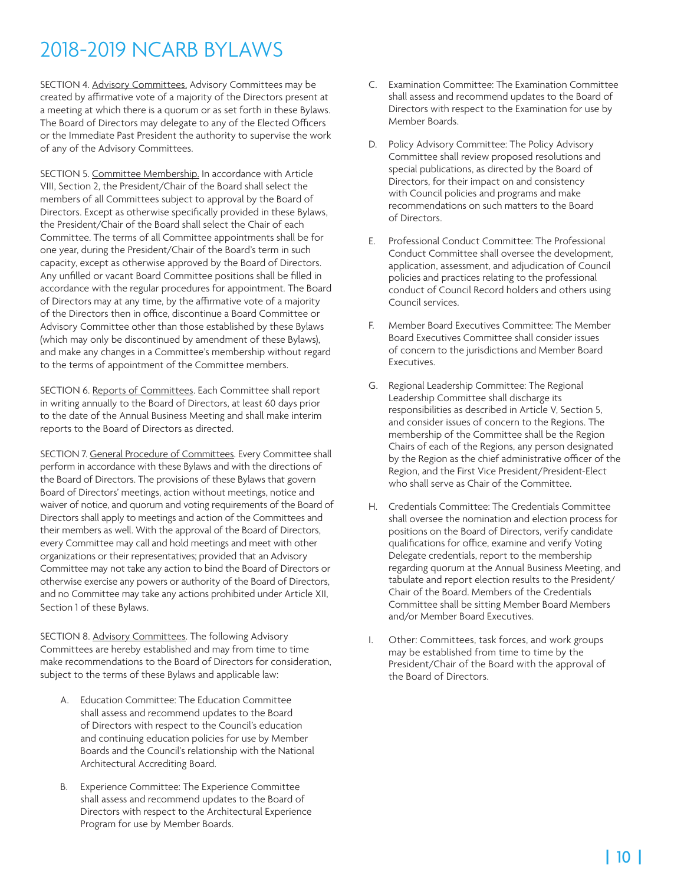# 2018-2019 NCARB BYLAWS

SECTION 4. Advisory Committees. Advisory Committees may be created by affirmative vote of a majority of the Directors present at a meeting at which there is a quorum or as set forth in these Bylaws. The Board of Directors may delegate to any of the Elected Officers or the Immediate Past President the authority to supervise the work of any of the Advisory Committees.

SECTION 5. Committee Membership. In accordance with Article VIII, Section 2, the President/Chair of the Board shall select the members of all Committees subject to approval by the Board of Directors. Except as otherwise specifically provided in these Bylaws, the President/Chair of the Board shall select the Chair of each Committee. The terms of all Committee appointments shall be for one year, during the President/Chair of the Board's term in such capacity, except as otherwise approved by the Board of Directors. Any unfilled or vacant Board Committee positions shall be filled in accordance with the regular procedures for appointment. The Board of Directors may at any time, by the affirmative vote of a majority of the Directors then in office, discontinue a Board Committee or Advisory Committee other than those established by these Bylaws (which may only be discontinued by amendment of these Bylaws), and make any changes in a Committee's membership without regard to the terms of appointment of the Committee members.

SECTION 6. Reports of Committees. Each Committee shall report in writing annually to the Board of Directors, at least 60 days prior to the date of the Annual Business Meeting and shall make interim reports to the Board of Directors as directed.

SECTION 7. General Procedure of Committees. Every Committee shall perform in accordance with these Bylaws and with the directions of the Board of Directors. The provisions of these Bylaws that govern Board of Directors' meetings, action without meetings, notice and waiver of notice, and quorum and voting requirements of the Board of Directors shall apply to meetings and action of the Committees and their members as well. With the approval of the Board of Directors, every Committee may call and hold meetings and meet with other organizations or their representatives; provided that an Advisory Committee may not take any action to bind the Board of Directors or otherwise exercise any powers or authority of the Board of Directors, and no Committee may take any actions prohibited under Article XII, Section 1 of these Bylaws.

SECTION 8. Advisory Committees. The following Advisory Committees are hereby established and may from time to time make recommendations to the Board of Directors for consideration, subject to the terms of these Bylaws and applicable law:

A. Education Committee: The Education Committee shall assess and recommend updates to the Board of Directors with respect to the Council's education and continuing education policies for use by Member Boards and the Council's relationship with the National Architectural Accrediting Board.

B. Experience Committee: The Experience Committee shall assess and recommend updates to the Board of Directors with respect to the Architectural Experience Program for use by Member Boards.

C. Examination Committee: The Examination Committee shall assess and recommend updates to the Board of Directors with respect to the Examination for use by Member Boards.

D. Policy Advisory Committee: The Policy Advisory Committee shall review proposed resolutions and special publications, as directed by the Board of Directors, for their impact on and consistency with Council policies and programs and make recommendations on such matters to the Board of Directors.

E. Professional Conduct Committee: The Professional Conduct Committee shall oversee the development, application, assessment, and adjudication of Council policies and practices relating to the professional conduct of Council Record holders and others using Council services.

F. Member Board Executives Committee: The Member Board Executives Committee shall consider issues of concern to the jurisdictions and Member Board Executives.

G. Regional Leadership Committee: The Regional Leadership Committee shall discharge its responsibilities as described in Article V, Section 5, and consider issues of concern to the Regions. The membership of the Committee shall be the Region Chairs of each of the Regions, any person designated by the Region as the chief administrative officer of the Region, and the First Vice President/President-Elect who shall serve as Chair of the Committee.

H. Credentials Committee: The Credentials Committee shall oversee the nomination and election process for positions on the Board of Directors, verify candidate qualifications for office, examine and verify Voting Delegate credentials, report to the membership regarding quorum at the Annual Business Meeting, and tabulate and report election results to the President/Chair of the Board. Members of the Credentials Committee shall be sitting Member Board Members and/or Member Board Executives.

I. Other: Committees, task forces, and work groups may be established from time to time by the President/Chair of the Board with the approval of the Board of Directors.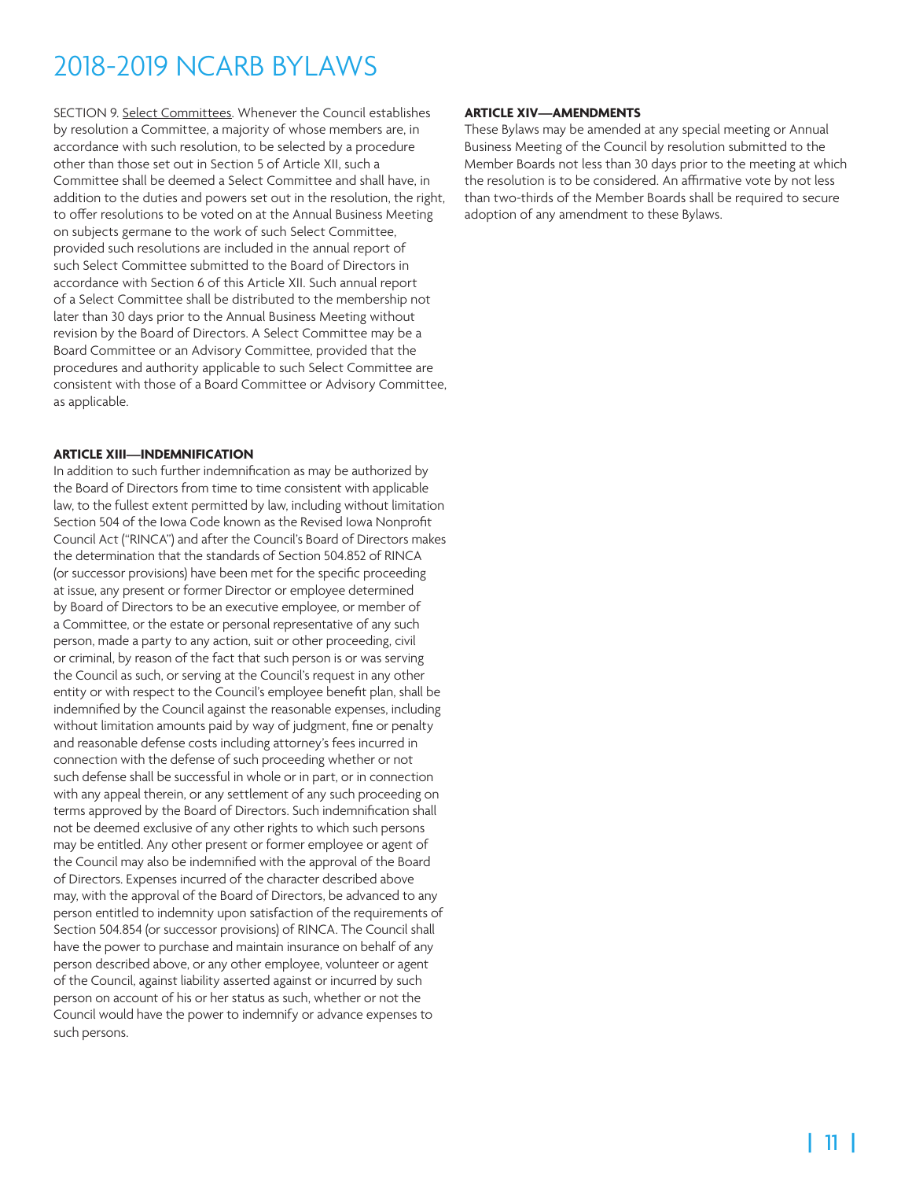SECTION 9. Select Committees. Whenever the Council establishes by resolution a Committee, a majority of whose members are, in accordance with such resolution, to be selected by a procedure other than those set out in Section 5 of Article XII, such a Committee shall be deemed a Select Committee and shall have, in addition to the duties and powers set out in the resolution, the right, to offer resolutions to be voted on at the Annual Business Meeting on subjects germane to the work of such Select Committee, provided such resolutions are included in the annual report of such Select Committee submitted to the Board of Directors in accordance with Section 6 of this Article XII. Such annual report of a Select Committee shall be distributed to the membership not later than 30 days prior to the Annual Business Meeting without revision by the Board of Directors. A Select Committee may be a Board Committee or an Advisory Committee, provided that the procedures and authority applicable to such Select Committee are consistent with those of a Board Committee or Advisory Committee, as applicable.

**ARTICLE XIII—INDEMNIFICATION**

In addition to such further indemnification as may be authorized by the Board of Directors from time to time consistent with applicable law, to the fullest extent permitted by law, including without limitation Section 504 of the Iowa Code known as the Revised Iowa Nonprofit Council Act ("RINCA") and after the Council's Board of Directors makes the determination that the standards of Section 504.852 of RINCA (or successor provisions) have been met for the specific proceeding at issue, any present or former Director or employee determined by Board of Directors to be an executive employee, or member of a Committee, or the estate or personal representative of any such person, made a party to any action, suit or other proceeding, civil or criminal, by reason of the fact that such person is or was serving the Council as such, or serving at the Council's request in any other entity or with respect to the Council's employee benefit plan, shall be indemnified by the Council against the reasonable expenses, including without limitation amounts paid by way of judgment, fine or penalty and reasonable defense costs including attorney's fees incurred in connection with the defense of such proceeding whether or not such defense shall be successful in whole or in part, or in connection with any appeal therein, or any settlement of any such proceeding on terms approved by the Board of Directors. Such indemnification shall not be deemed exclusive of any other rights to which such persons may be entitled. Any other present or former employee or agent of the Council may also be indemnified with the approval of the Board of Directors. Expenses incurred of the character described above may, with the approval of the Board of Directors, be advanced to any person entitled to indemnity upon satisfaction of the requirements of Section 504.854 (or successor provisions) of RINCA. The Council shall have the power to purchase and maintain insurance on behalf of any person described above, or any other employee, volunteer or agent of the Council, against liability asserted against or incurred by such person on account of his or her status as such, whether or not the Council would have the power to indemnify or advance expenses to such persons.

**ARTICLE XIV—AMENDMENTS**

These Bylaws may be amended at any special meeting or Annual Business Meeting of the Council by resolution submitted to the Member Boards not less than 30 days prior to the meeting at which the resolution is to be considered. An affirmative vote by not less than two-thirds of the Member Boards shall be required to secure adoption of any amendment to these Bylaws.